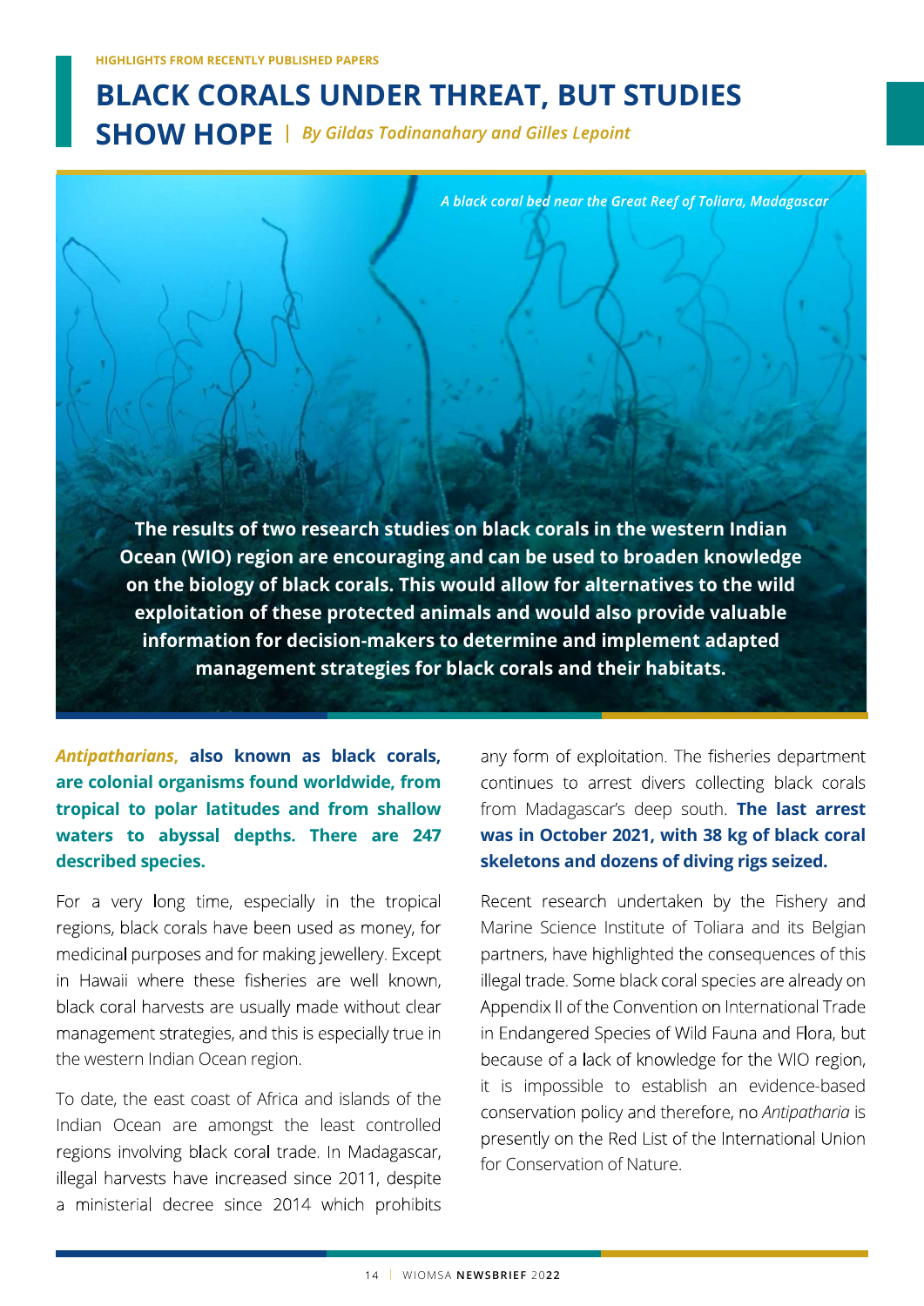HIGHLIGHTS FROM RECENTLY PUBLISHED PAPERS

# BLACK CORALS UNDER THREAT, BUT STUDIES SHOW HOPE

*By Gildas Todinanahary and Gilles Lepoint*

*A black coral bed near the Great Reef of Toliara, Madagascar*

**The results of two research studies on black corals in the western Indian Ocean (WIO) region are encouraging and can be used to broaden knowledge on the biology of black corals. This would allow for alternatives to the wild exploitation of these protected animals and would also provide valuable information for decision-makers to determine and implement adapted management strategies for black corals and their habitats.**

***Antipatharians*, also known as black corals, are colonial organisms found worldwide, from tropical to polar latitudes and from shallow waters to abyssal depths. There are 247 described species.**

For a very long time, especially in the tropical regions, black corals have been used as money, for medicinal purposes and for making jewellery. Except in Hawaii where these fisheries are well known, black coral harvests are usually made without clear management strategies, and this is especially true in the western Indian Ocean region.

To date, the east coast of Africa and islands of the Indian Ocean are amongst the least controlled regions involving black coral trade. In Madagascar, illegal harvests have increased since 2011, despite a ministerial decree since 2014 which prohibits any form of exploitation. The fisheries department continues to arrest divers collecting black corals from Madagascar's deep south. **The last arrest was in October 2021, with 38 kg of black coral skeletons and dozens of diving rigs seized.**

Recent research undertaken by the Fishery and Marine Science Institute of Toliara and its Belgian partners, have highlighted the consequences of this illegal trade. Some black coral species are already on Appendix II of the Convention on International Trade in Endangered Species of Wild Fauna and Flora, but because of a lack of knowledge for the WIO region, it is impossible to establish an evidence-based conservation policy and therefore, no *Antipatharia* is presently on the Red List of the International Union for Conservation of Nature.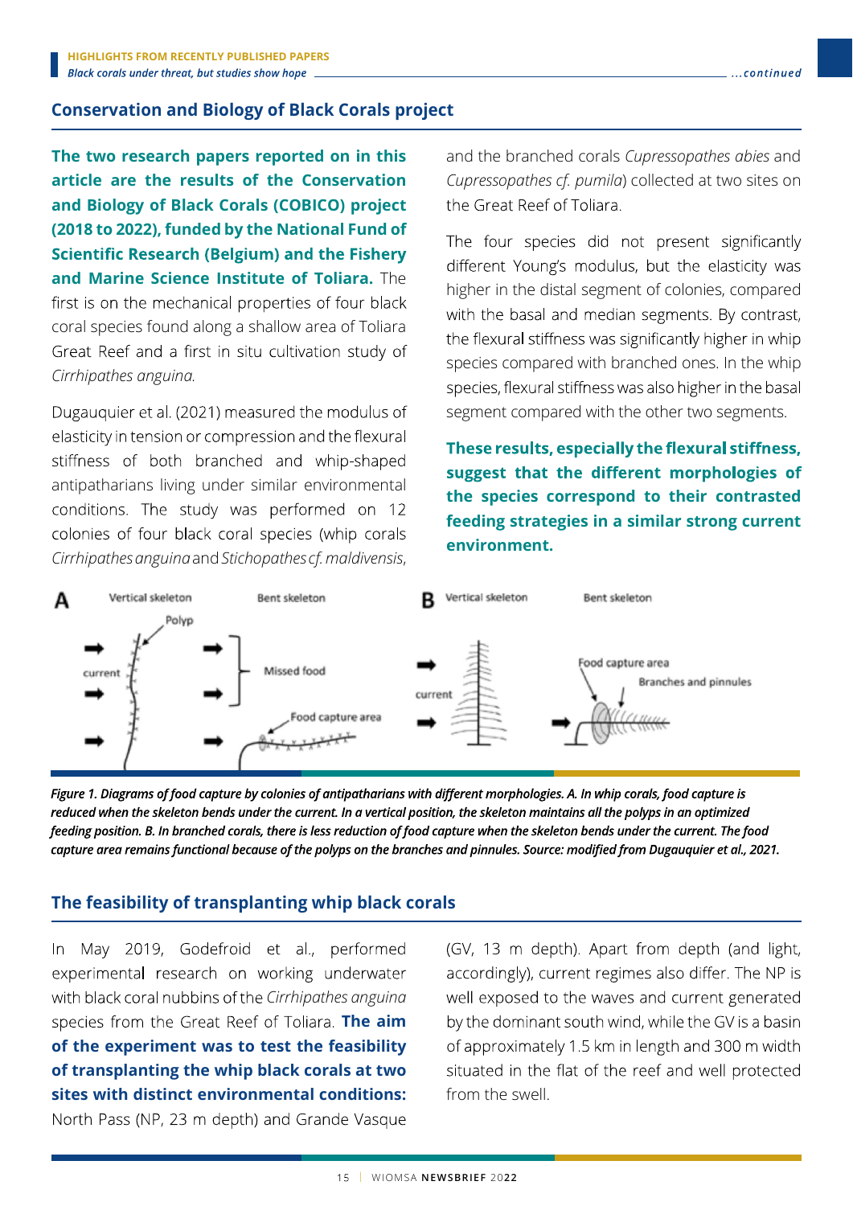## Conservation and Biology of Black Corals project

**The two research papers reported on in this article are the results of the Conservation and Biology of Black Corals (COBICO) project (2018 to 2022), funded by the National Fund of Scientific Research (Belgium) and the Fishery and Marine Science Institute of Toliara.** The first is on the mechanical properties of four black coral species found along a shallow area of Toliara Great Reef and a first in situ cultivation study of *Cirrhipathes anguina.*

Dugauquier et al. (2021) measured the modulus of elasticity in tension or compression and the flexural stiffness of both branched and whip-shaped antipatharians living under similar environmental conditions. The study was performed on 12 colonies of four black coral species (whip corals *Cirrhipathes anguina* and *Stichopathes cf. maldivensis*, and the branched corals *Cupressopathes abies* and *Cupressopathes cf. pumila*) collected at two sites on the Great Reef of Toliara.

The four species did not present significantly different Young's modulus, but the elasticity was higher in the distal segment of colonies, compared with the basal and median segments. By contrast, the flexural stiffness was significantly higher in whip species compared with branched ones. In the whip species, flexural stiffness was also higher in the basal segment compared with the other two segments.

**These results, especially the flexural stiffness, suggest that the different morphologies of the species correspond to their contrasted feeding strategies in a similar strong current environment.**

*Figure 1. Diagrams of food capture by colonies of antipatharians with different morphologies. A. In whip corals, food capture is reduced when the skeleton bends under the current. In a vertical position, the skeleton maintains all the polyps in an optimized feeding position. B. In branched corals, there is less reduction of food capture when the skeleton bends under the current. The food capture area remains functional because of the polyps on the branches and pinnules. Source: modified from Dugauquier et al., 2021.*

## The feasibility of transplanting whip black corals

In May 2019, Godefroid et al., performed experimental research on working underwater with black coral nubbins of the *Cirrhipathes anguina* species from the Great Reef of Toliara. **The aim of the experiment was to test the feasibility of transplanting the whip black corals at two sites with distinct environmental conditions:** North Pass (NP, 23 m depth) and Grande Vasque (GV, 13 m depth). Apart from depth (and light, accordingly), current regimes also differ. The NP is well exposed to the waves and current generated by the dominant south wind, while the GV is a basin of approximately 1.5 km in length and 300 m width situated in the flat of the reef and well protected from the swell.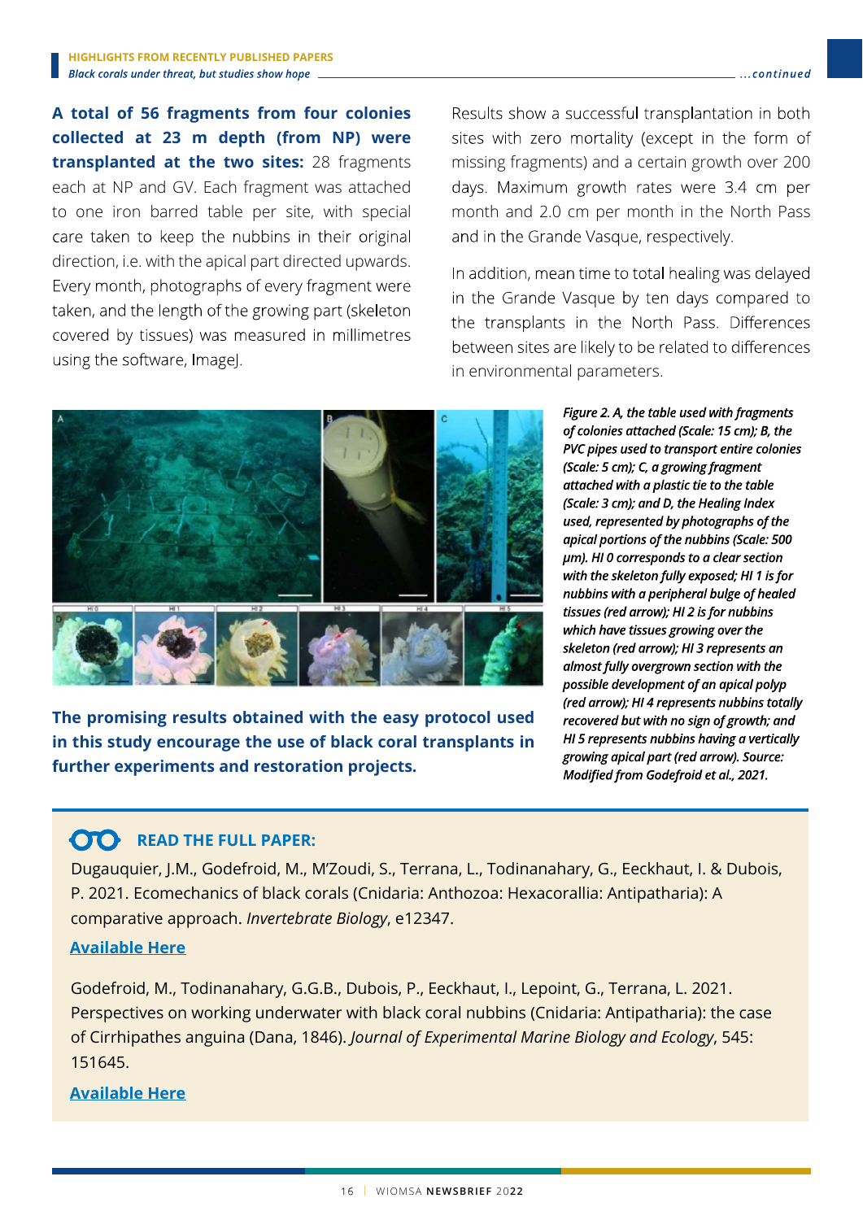**A total of 56 fragments from four colonies collected at 23 m depth (from NP) were transplanted at the two sites:** 28 fragments each at NP and GV. Each fragment was attached to one iron barred table per site, with special care taken to keep the nubbins in their original direction, i.e. with the apical part directed upwards. Every month, photographs of every fragment were taken, and the length of the growing part (skeleton covered by tissues) was measured in millimetres using the software, ImageJ.

Results show a successful transplantation in both sites with zero mortality (except in the form of missing fragments) and a certain growth over 200 days. Maximum growth rates were 3.4 cm per month and 2.0 cm per month in the North Pass and in the Grande Vasque, respectively.

In addition, mean time to total healing was delayed in the Grande Vasque by ten days compared to the transplants in the North Pass. Differences between sites are likely to be related to differences in environmental parameters.

*Figure 2. A, the table used with fragments of colonies attached (Scale: 15 cm); B, the PVC pipes used to transport entire colonies (Scale: 5 cm); C, a growing fragment attached with a plastic tie to the table (Scale: 3 cm); and D, the Healing Index used, represented by photographs of the apical portions of the nubbins (Scale: 500 µm). HI 0 corresponds to a clear section with the skeleton fully exposed; HI 1 is for nubbins with a peripheral bulge of healed tissues (red arrow); HI 2 is for nubbins which have tissues growing over the skeleton (red arrow); HI 3 represents an almost fully overgrown section with the possible development of an apical polyp (red arrow); HI 4 represents nubbins totally recovered but with no sign of growth; and HI 5 represents nubbins having a vertically growing apical part (red arrow). Source: Modified from Godefroid et al., 2021.*

**The promising results obtained with the easy protocol used in this study encourage the use of black coral transplants in further experiments and restoration projects.**

## READ THE FULL PAPER:

Dugauquier, J.M., Godefroid, M., M'Zoudi, S., Terrana, L., Todinanahary, G., Eeckhaut, I. & Dubois, P. 2021. Ecomechanics of black corals (Cnidaria: Anthozoa: Hexacorallia: Antipatharia): A comparative approach. *Invertebrate Biology*, e12347.

**Available Here**

Godefroid, M., Todinanahary, G.G.B., Dubois, P., Eeckhaut, I., Lepoint, G., Terrana, L. 2021. Perspectives on working underwater with black coral nubbins (Cnidaria: Antipatharia): the case of Cirrhipathes anguina (Dana, 1846). *Journal of Experimental Marine Biology and Ecology*, 545: 151645.

**Available Here**